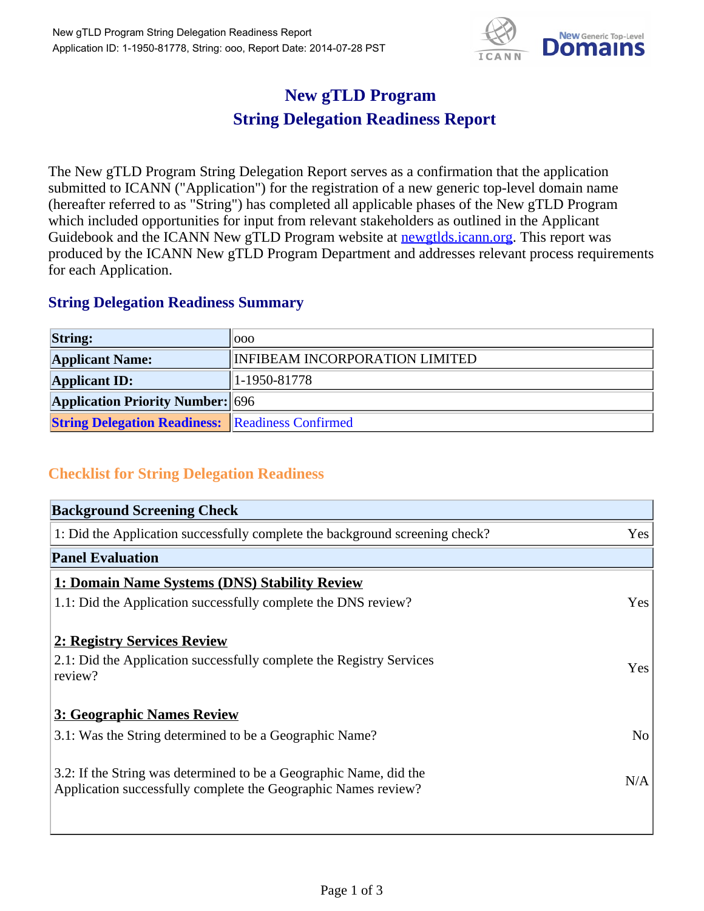# New gTLD Program
# String Delegation Readiness Report

The New gTLD Program String Delegation Report serves as a confirmation that the application submitted to ICANN ("Application") for the registration of a new generic top-level domain name (hereafter referred to as "String") has completed all applicable phases of the New gTLD Program which included opportunities for input from relevant stakeholders as outlined in the Applicant Guidebook and the ICANN New gTLD Program website at newgtlds.icann.org. This report was produced by the ICANN New gTLD Program Department and addresses relevant process requirements for each Application.

## String Delegation Readiness Summary

| | |
|---|---|
| **String:** | ooo |
| **Applicant Name:** | INFIBEAM INCORPORATION LIMITED |
| **Applicant ID:** | 1-1950-81778 |
| **Application Priority Number:** | 696 |
| **String Delegation Readiness:** | Readiness Confirmed |

## Checklist for String Delegation Readiness

| **Background Screening Check** | |
|---|---|
| 1: Did the Application successfully complete the background screening check? | Yes |
| **Panel Evaluation** | |
| **1: Domain Name Systems (DNS) Stability Review** | |
| 1.1: Did the Application successfully complete the DNS review? | Yes |
| **2: Registry Services Review** | |
| 2.1: Did the Application successfully complete the Registry Services review? | Yes |
| **3: Geographic Names Review** | |
| 3.1: Was the String determined to be a Geographic Name? | No |
| 3.2: If the String was determined to be a Geographic Name, did the Application successfully complete the Geographic Names review? | N/A |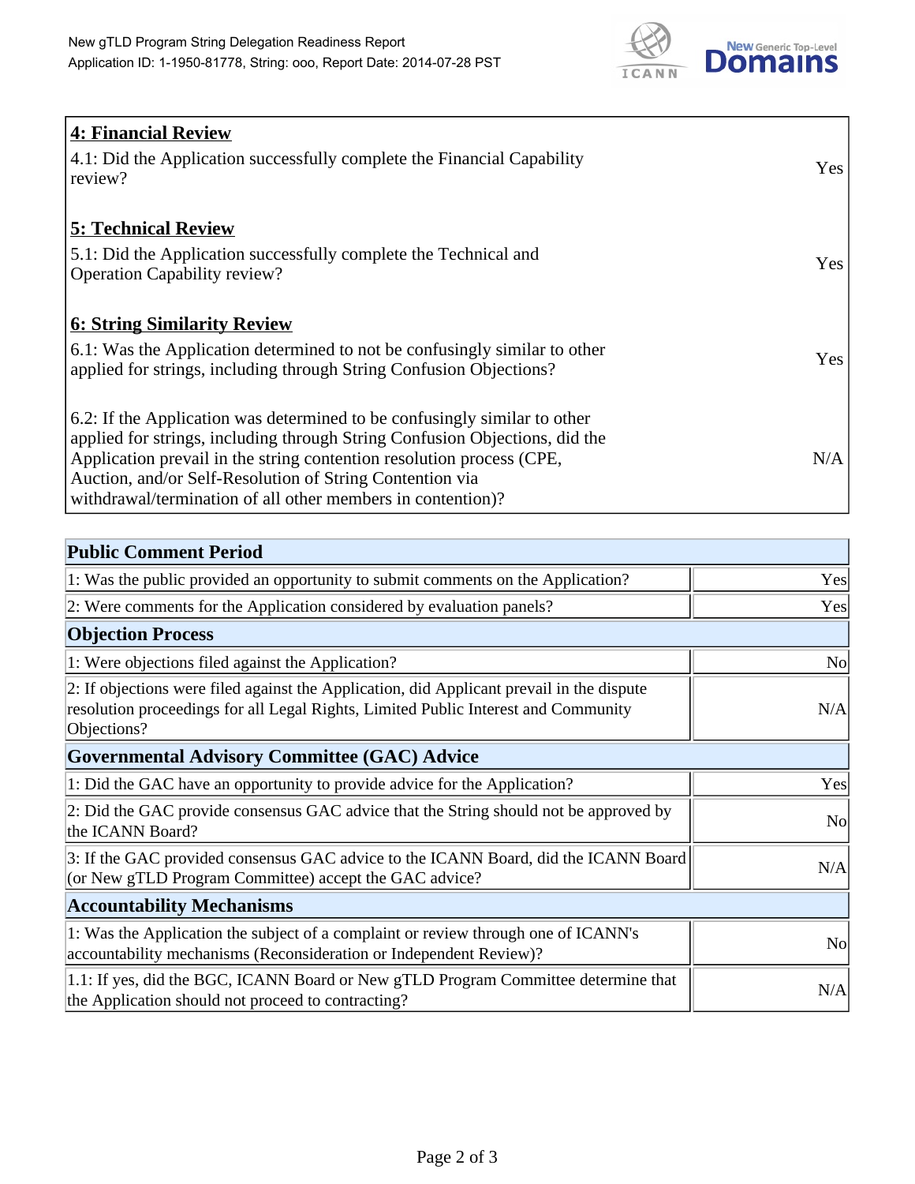| **4: Financial Review** | |
|---|---|
| 4.1: Did the Application successfully complete the Financial Capability review? | Yes |
| **5: Technical Review** | |
| 5.1: Did the Application successfully complete the Technical and Operation Capability review? | Yes |
| **6: String Similarity Review** | |
| 6.1: Was the Application determined to not be confusingly similar to other applied for strings, including through String Confusion Objections? | Yes |
| 6.2: If the Application was determined to be confusingly similar to other applied for strings, including through String Confusion Objections, did the Application prevail in the string contention resolution process (CPE, Auction, and/or Self-Resolution of String Contention via withdrawal/termination of all other members in contention)? | N/A |

| **Public Comment Period** | |
|---|---|
| 1: Was the public provided an opportunity to submit comments on the Application? | Yes |
| 2: Were comments for the Application considered by evaluation panels? | Yes |
| **Objection Process** | |
| 1: Were objections filed against the Application? | No |
| 2: If objections were filed against the Application, did Applicant prevail in the dispute resolution proceedings for all Legal Rights, Limited Public Interest and Community Objections? | N/A |
| **Governmental Advisory Committee (GAC) Advice** | |
| 1: Did the GAC have an opportunity to provide advice for the Application? | Yes |
| 2: Did the GAC provide consensus GAC advice that the String should not be approved by the ICANN Board? | No |
| 3: If the GAC provided consensus GAC advice to the ICANN Board, did the ICANN Board (or New gTLD Program Committee) accept the GAC advice? | N/A |
| **Accountability Mechanisms** | |
| 1: Was the Application the subject of a complaint or review through one of ICANN's accountability mechanisms (Reconsideration or Independent Review)? | No |
| 1.1: If yes, did the BGC, ICANN Board or New gTLD Program Committee determine that the Application should not proceed to contracting? | N/A |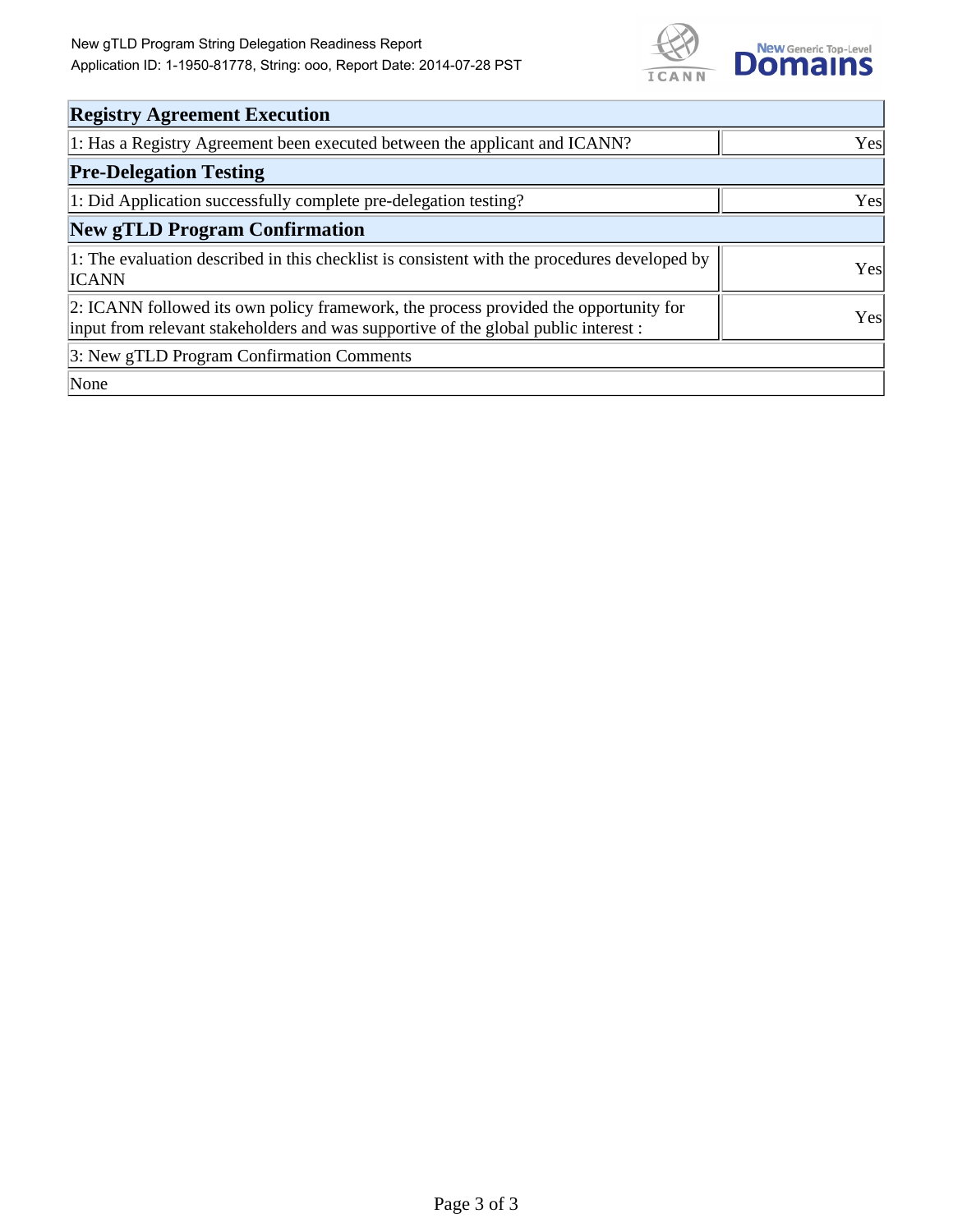## Registry Agreement Execution

| | |
|---|---|
| 1: Has a Registry Agreement been executed between the applicant and ICANN? | Yes |

## Pre-Delegation Testing

| | |
|---|---|
| 1: Did Application successfully complete pre-delegation testing? | Yes |

## New gTLD Program Confirmation

| | |
|---|---|
| 1: The evaluation described in this checklist is consistent with the procedures developed by ICANN | Yes |
| 2: ICANN followed its own policy framework, the process provided the opportunity for input from relevant stakeholders and was supportive of the global public interest : | Yes |

3: New gTLD Program Confirmation Comments

None